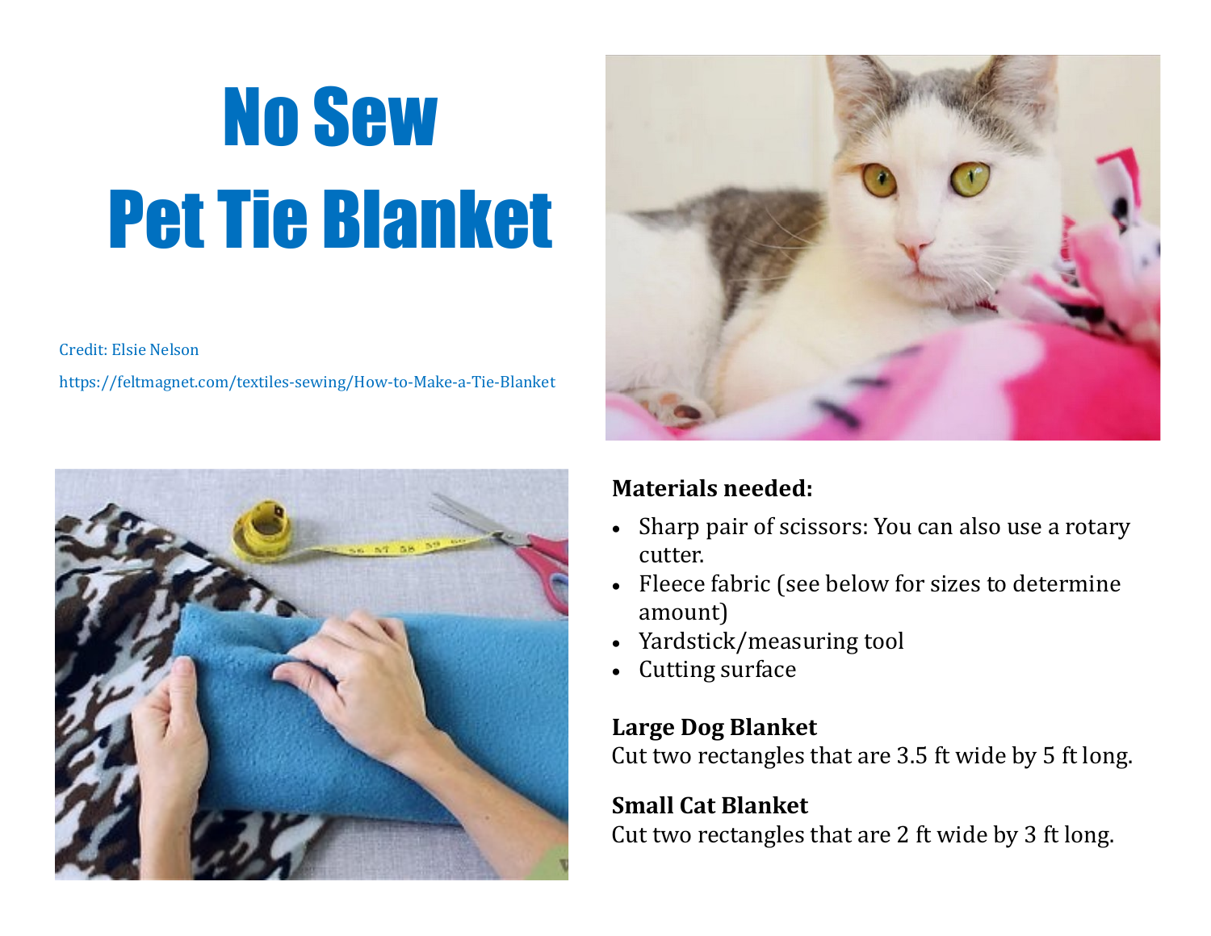# No Sew Pet Tie Blanket

Credit: Elsie Nelson

https://feltmagnet.com/textiles-sewing/How-to-Make-a-Tie-Blanket

**Materials needed:**

- Sharp pair of scissors: You can also use a rotary cutter.
- Fleece fabric (see below for sizes to determine amount)
- Yardstick/measuring tool
- Cutting surface

**Large Dog Blanket**

Cut two rectangles that are 3.5 ft wide by 5 ft long.

**Small Cat Blanket**

Cut two rectangles that are 2 ft wide by 3 ft long.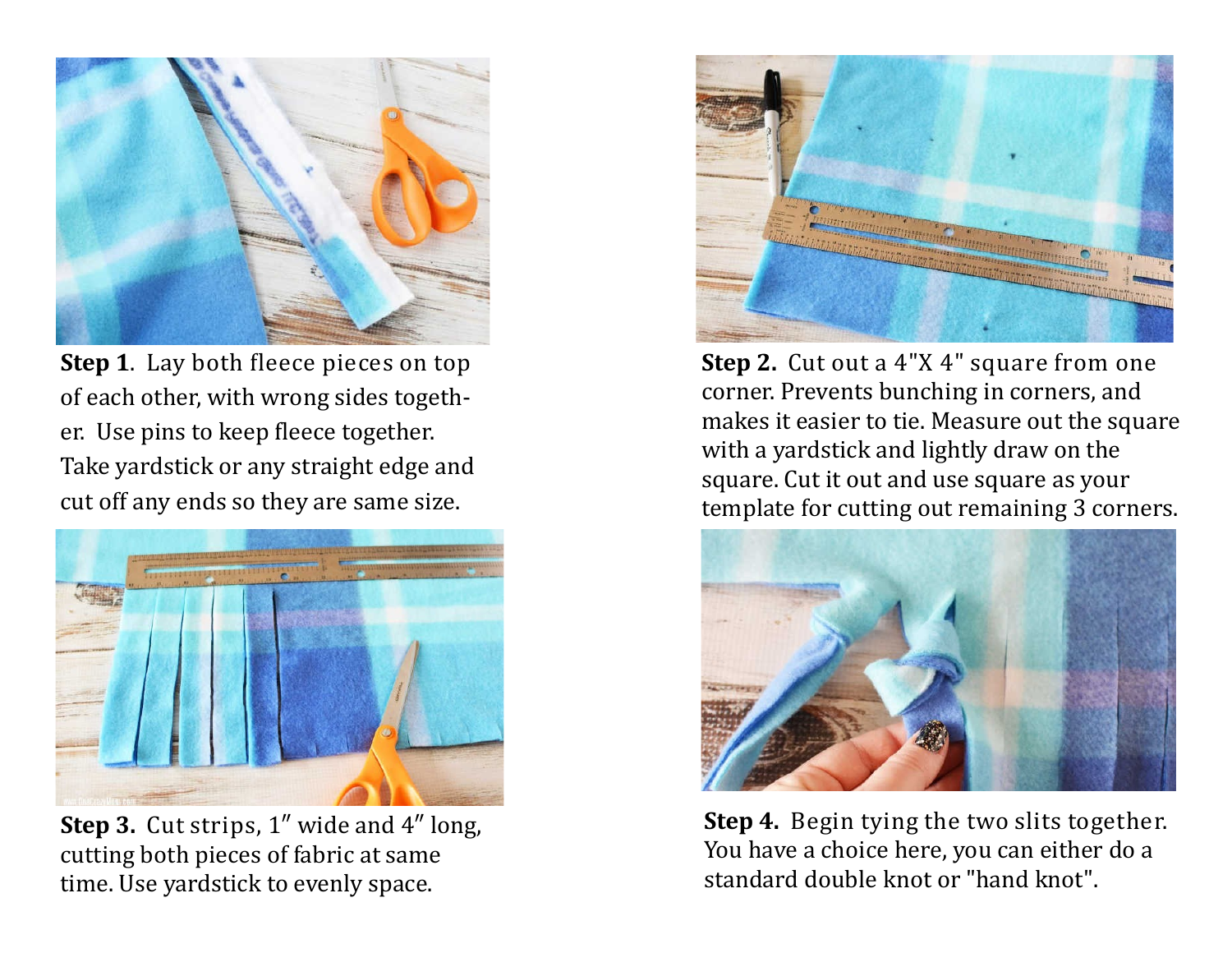**Step 1**. Lay both fleece pieces on top of each other, with wrong sides together. Use pins to keep fleece together. Take yardstick or any straight edge and cut off any ends so they are same size.

**Step 2.** Cut out a 4"X 4" square from one corner. Prevents bunching in corners, and makes it easier to tie. Measure out the square with a yardstick and lightly draw on the square. Cut it out and use square as your template for cutting out remaining 3 corners.

**Step 3.** Cut strips, 1″ wide and 4″ long, cutting both pieces of fabric at same time. Use yardstick to evenly space.

**Step 4.** Begin tying the two slits together. You have a choice here, you can either do a standard double knot or "hand knot".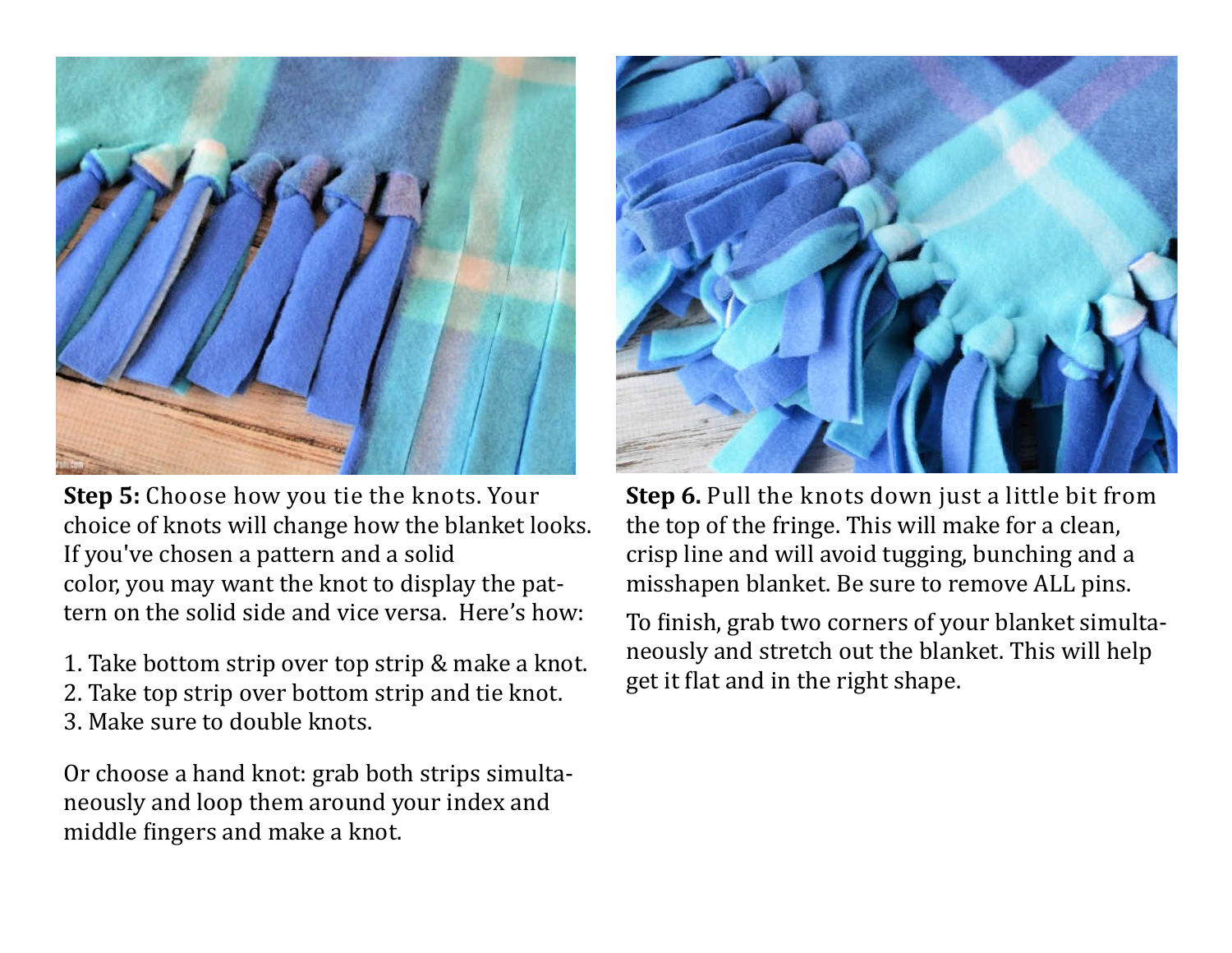**Step 5:** Choose how you tie the knots. Your choice of knots will change how the blanket looks. If you've chosen a pattern and a solid color, you may want the knot to display the pattern on the solid side and vice versa.  Here's how:

1. Take bottom strip over top strip & make a knot.
2. Take top strip over bottom strip and tie knot.
3. Make sure to double knots.

Or choose a hand knot: grab both strips simultaneously and loop them around your index and middle fingers and make a knot.

**Step 6.** Pull the knots down just a little bit from the top of the fringe. This will make for a clean, crisp line and will avoid tugging, bunching and a misshapen blanket. Be sure to remove ALL pins.

To finish, grab two corners of your blanket simultaneously and stretch out the blanket. This will help get it flat and in the right shape.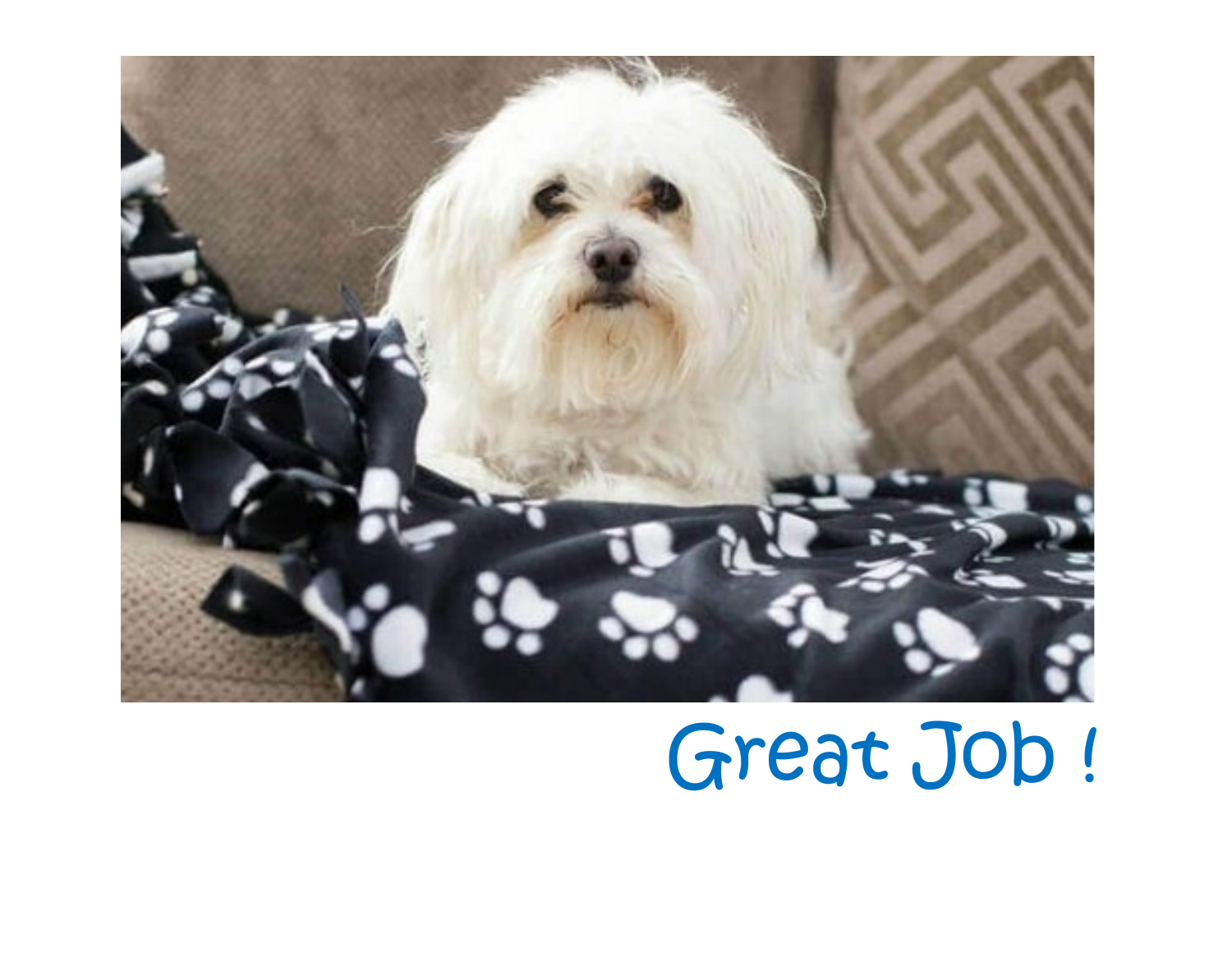Great Job !